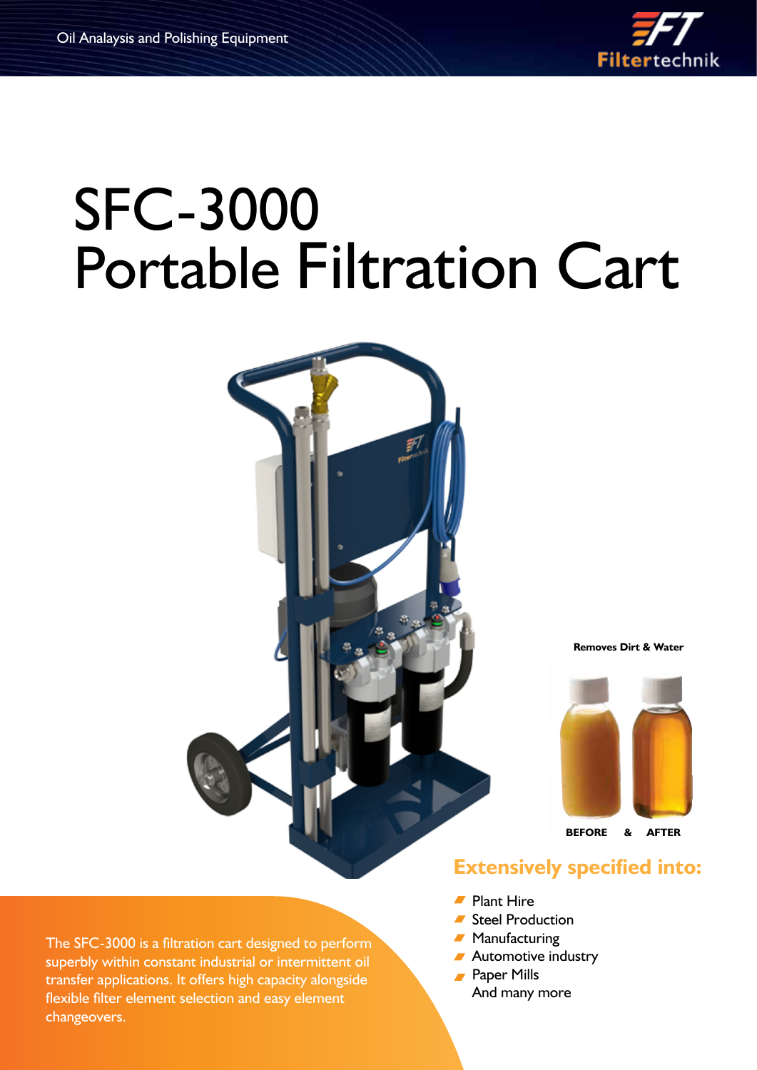Oil Analaysis and Polishing Equipment

# SFC-3000 Portable Filtration Cart

**Removes Dirt & Water**

**BEFORE & AFTER**

The SFC-3000 is a filtration cart designed to perform superbly within constant industrial or intermittent oil transfer applications. It offers high capacity alongside flexible filter element selection and easy element changeovers.

## Extensively specified into:

- Plant Hire
- Steel Production
- Manufacturing
- Automotive industry
- Paper Mills

And many more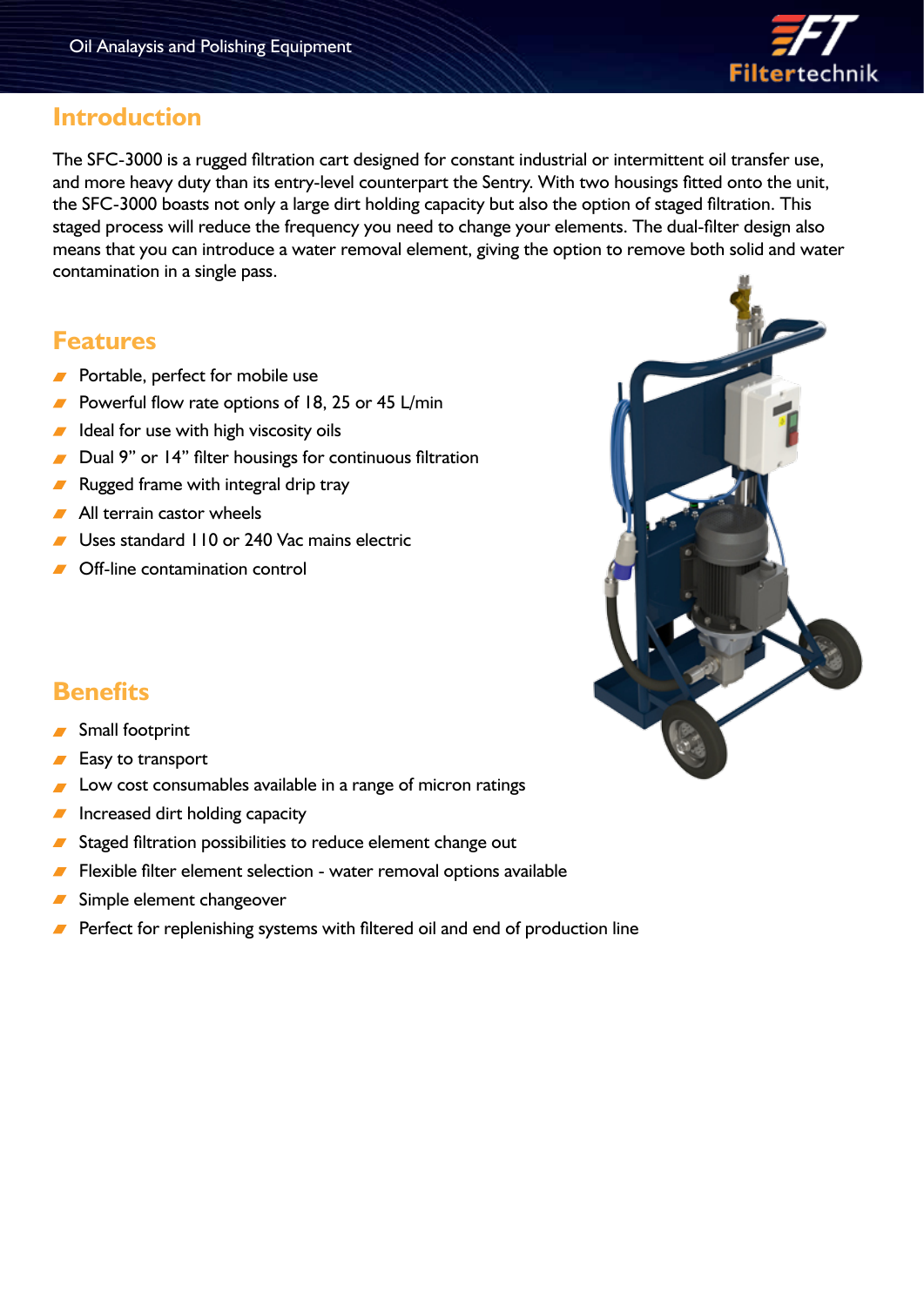## Introduction

The SFC-3000 is a rugged filtration cart designed for constant industrial or intermittent oil transfer use, and more heavy duty than its entry-level counterpart the Sentry. With two housings fitted onto the unit, the SFC-3000 boasts not only a large dirt holding capacity but also the option of staged filtration. This staged process will reduce the frequency you need to change your elements. The dual-filter design also means that you can introduce a water removal element, giving the option to remove both solid and water contamination in a single pass.

## Features

- Portable, perfect for mobile use
- Powerful flow rate options of 18, 25 or 45 L/min
- Ideal for use with high viscosity oils
- Dual 9" or 14" filter housings for continuous filtration
- Rugged frame with integral drip tray
- All terrain castor wheels
- Uses standard 110 or 240 Vac mains electric
- Off-line contamination control

## Benefits

- Small footprint
- Easy to transport
- Low cost consumables available in a range of micron ratings
- Increased dirt holding capacity
- Staged filtration possibilities to reduce element change out
- Flexible filter element selection - water removal options available
- Simple element changeover
- Perfect for replenishing systems with filtered oil and end of production line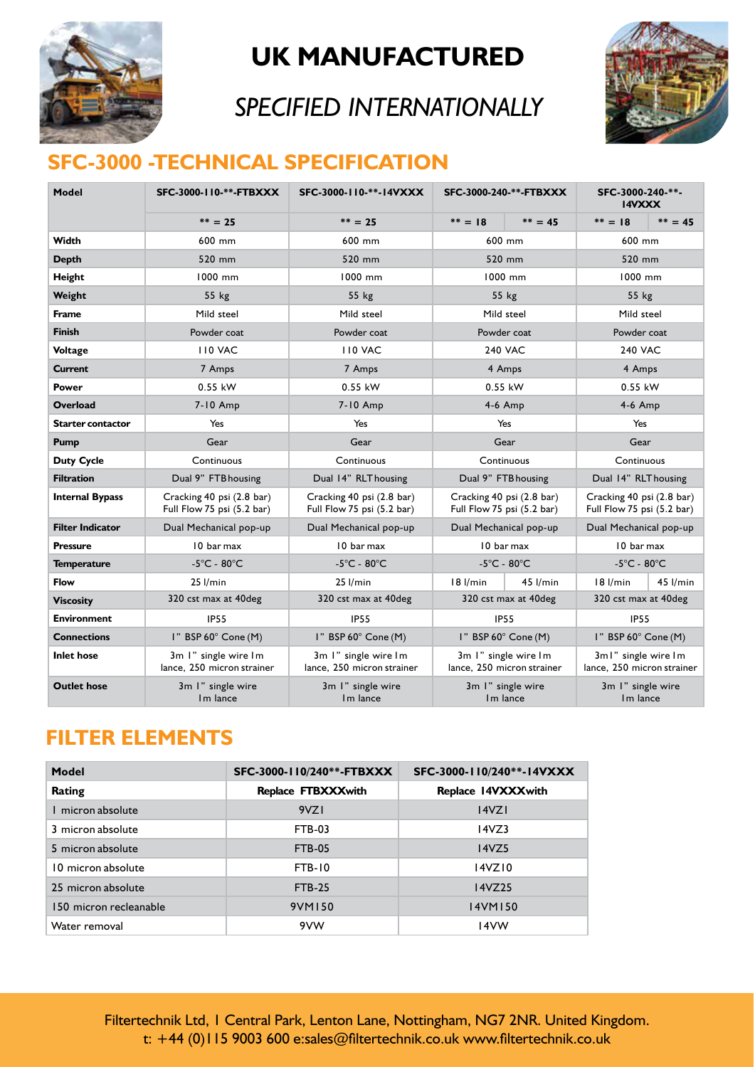# UK MANUFACTURED

*SPECIFIED INTERNATIONALLY*

## SFC-3000 -TECHNICAL SPECIFICATION

| Model | SFC-3000-110-**-FTBXXX | SFC-3000-110-**-14VXXX | SFC-3000-240-**-FTBXXX | | SFC-3000-240-**-14VXXX | |
|---|---|---|---|---|---|---|
| | ** = 25 | ** = 25 | ** = 18 | ** = 45 | ** = 18 | ** = 45 |
| Width | 600 mm | 600 mm | 600 mm | | 600 mm | |
| Depth | 520 mm | 520 mm | 520 mm | | 520 mm | |
| Height | 1000 mm | 1000 mm | 1000 mm | | 1000 mm | |
| Weight | 55 kg | 55 kg | 55 kg | | 55 kg | |
| Frame | Mild steel | Mild steel | Mild steel | | Mild steel | |
| Finish | Powder coat | Powder coat | Powder coat | | Powder coat | |
| Voltage | 110 VAC | 110 VAC | 240 VAC | | 240 VAC | |
| Current | 7 Amps | 7 Amps | 4 Amps | | 4 Amps | |
| Power | 0.55 kW | 0.55 kW | 0.55 kW | | 0.55 kW | |
| Overload | 7-10 Amp | 7-10 Amp | 4-6 Amp | | 4-6 Amp | |
| Starter contactor | Yes | Yes | Yes | | Yes | |
| Pump | Gear | Gear | Gear | | Gear | |
| Duty Cycle | Continuous | Continuous | Continuous | | Continuous | |
| Filtration | Dual 9" FTB housing | Dual 14" RLT housing | Dual 9" FTB housing | | Dual 14" RLT housing | |
| Internal Bypass | Cracking 40 psi (2.8 bar) Full Flow 75 psi (5.2 bar) | Cracking 40 psi (2.8 bar) Full Flow 75 psi (5.2 bar) | Cracking 40 psi (2.8 bar) Full Flow 75 psi (5.2 bar) | | Cracking 40 psi (2.8 bar) Full Flow 75 psi (5.2 bar) | |
| Filter Indicator | Dual Mechanical pop-up | Dual Mechanical pop-up | Dual Mechanical pop-up | | Dual Mechanical pop-up | |
| Pressure | 10 bar max | 10 bar max | 10 bar max | | 10 bar max | |
| Temperature | -5°C - 80°C | -5°C - 80°C | -5°C - 80°C | | -5°C - 80°C | |
| Flow | 25 l/min | 25 l/min | 18 l/min | 45 l/min | 18 l/min | 45 l/min |
| Viscosity | 320 cst max at 40deg | 320 cst max at 40deg | 320 cst max at 40deg | | 320 cst max at 40deg | |
| Environment | IP55 | IP55 | IP55 | | IP55 | |
| Connections | 1" BSP 60° Cone (M) | 1" BSP 60° Cone (M) | 1" BSP 60° Cone (M) | | 1" BSP 60° Cone (M) | |
| Inlet hose | 3m 1" single wire 1m lance, 250 micron strainer | 3m 1" single wire 1m lance, 250 micron strainer | 3m 1" single wire 1m lance, 250 micron strainer | | 3m1" single wire 1m lance, 250 micron strainer | |
| Outlet hose | 3m 1" single wire 1m lance | 3m 1" single wire 1m lance | 3m 1" single wire 1m lance | | 3m 1" single wire 1m lance | |

## FILTER ELEMENTS

| Model | SFC-3000-110/240**-FTBXXX | SFC-3000-110/240**-14VXXX |
|---|---|---|
| Rating | Replace FTBXXX with | Replace 14VXXX with |
| 1 micron absolute | 9VZ1 | 14VZ1 |
| 3 micron absolute | FTB-03 | 14VZ3 |
| 5 micron absolute | FTB-05 | 14VZ5 |
| 10 micron absolute | FTB-10 | 14VZ10 |
| 25 micron absolute | FTB-25 | 14VZ25 |
| 150 micron recleanable | 9VM150 | 14VM150 |
| Water removal | 9VW | 14VW |

Filtertechnik Ltd, 1 Central Park, Lenton Lane, Nottingham, NG7 2NR. United Kingdom.
t: +44 (0)115 9003 600 e:sales@filtertechnik.co.uk www.filtertechnik.co.uk